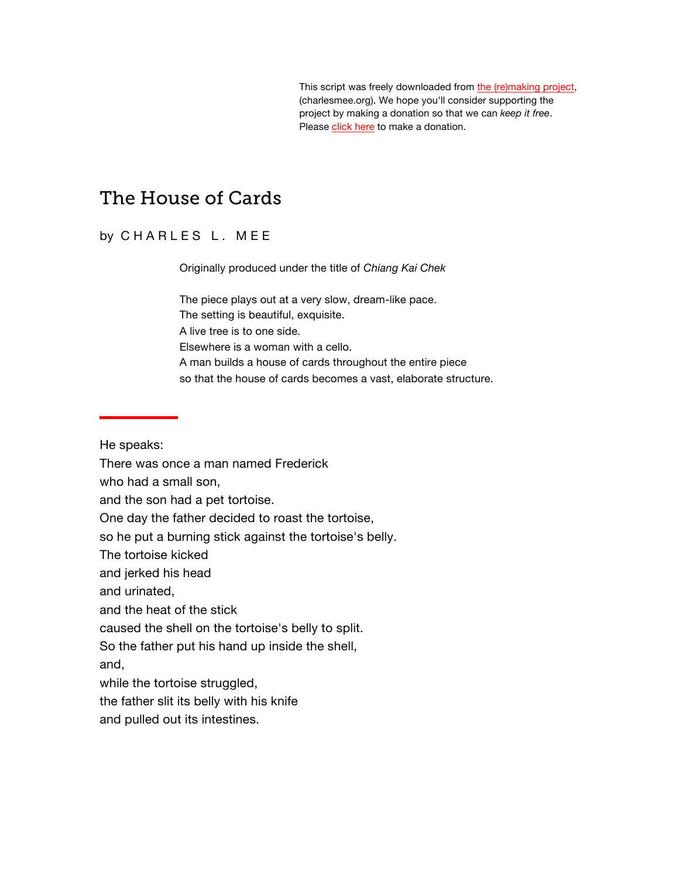This script was freely downloaded from the (re)making project, (charlesmee.org). We hope you'll consider supporting the project by making a donation so that we can *keep it free*. Please click here to make a donation.

# The House of Cards

## by CHARLES L. MEE

Originally produced under the title of *Chiang Kai Chek*

The piece plays out at a very slow, dream-like pace.
The setting is beautiful, exquisite.
A live tree is to one side.
Elsewhere is a woman with a cello.
A man builds a house of cards throughout the entire piece
so that the house of cards becomes a vast, elaborate structure.

---

He speaks:
There was once a man named Frederick
who had a small son,
and the son had a pet tortoise.
One day the father decided to roast the tortoise,
so he put a burning stick against the tortoise's belly.
The tortoise kicked
and jerked his head
and urinated,
and the heat of the stick
caused the shell on the tortoise's belly to split.
So the father put his hand up inside the shell,
and,
while the tortoise struggled,
the father slit its belly with his knife
and pulled out its intestines.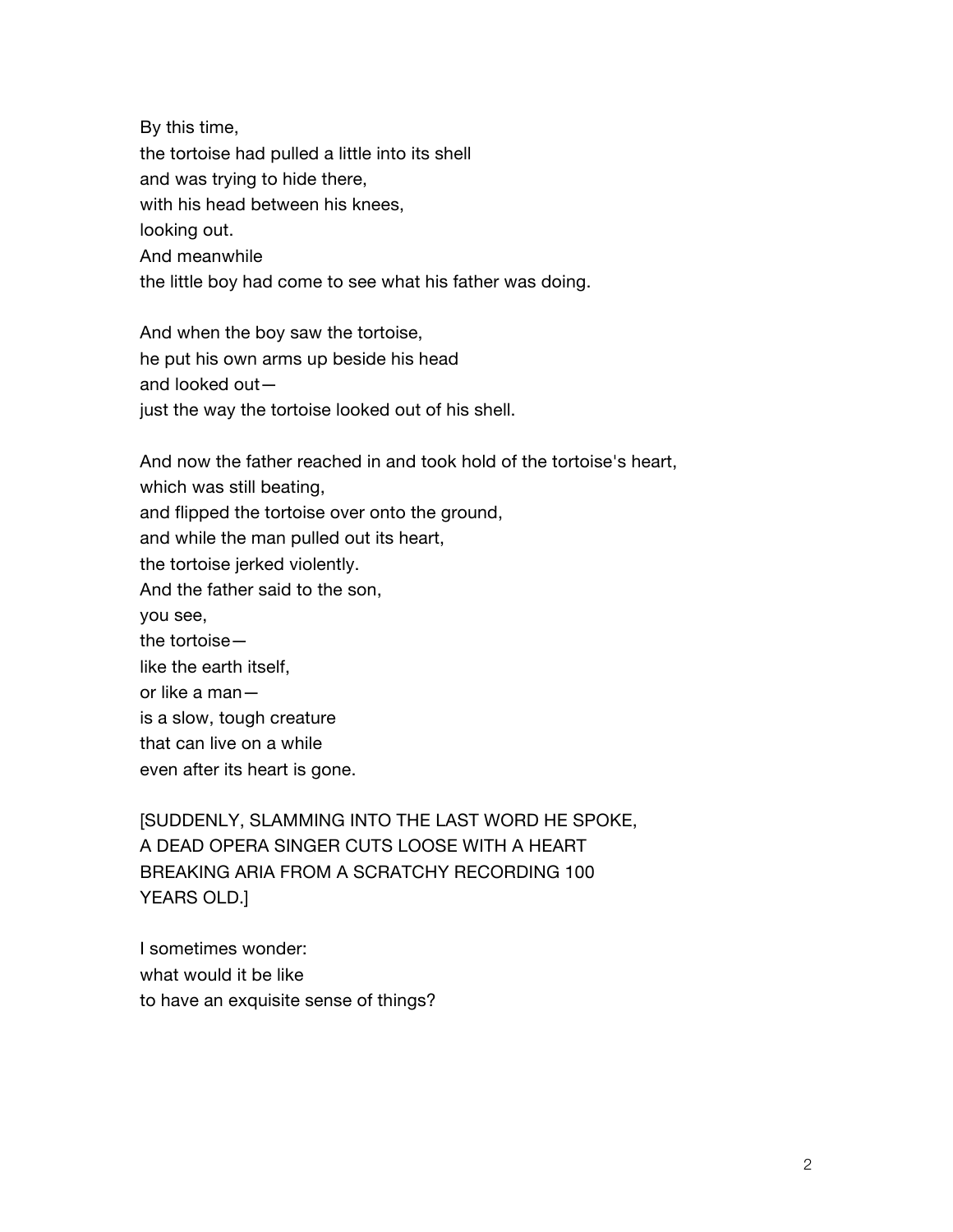By this time,
the tortoise had pulled a little into its shell
and was trying to hide there,
with his head between his knees,
looking out.
And meanwhile
the little boy had come to see what his father was doing.

And when the boy saw the tortoise,
he put his own arms up beside his head
and looked out—
just the way the tortoise looked out of his shell.

And now the father reached in and took hold of the tortoise's heart,
which was still beating,
and flipped the tortoise over onto the ground,
and while the man pulled out its heart,
the tortoise jerked violently.
And the father said to the son,
you see,
the tortoise—
like the earth itself,
or like a man—
is a slow, tough creature
that can live on a while
even after its heart is gone.

[SUDDENLY, SLAMMING INTO THE LAST WORD HE SPOKE,
A DEAD OPERA SINGER CUTS LOOSE WITH A HEART
BREAKING ARIA FROM A SCRATCHY RECORDING 100
YEARS OLD.]

I sometimes wonder:
what would it be like
to have an exquisite sense of things?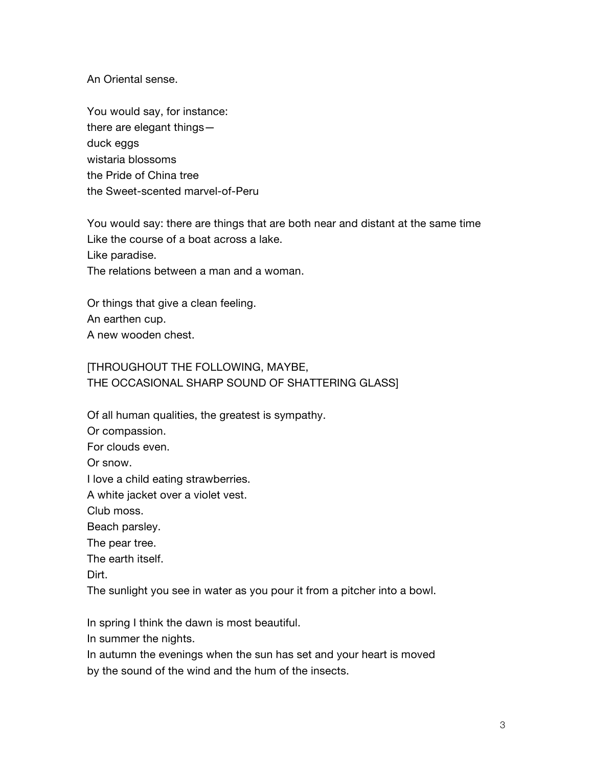An Oriental sense.

You would say, for instance:  
there are elegant things—  
duck eggs  
wistaria blossoms  
the Pride of China tree  
the Sweet-scented marvel-of-Peru

You would say: there are things that are both near and distant at the same time  
Like the course of a boat across a lake.  
Like paradise.  
The relations between a man and a woman.

Or things that give a clean feeling.  
An earthen cup.  
A new wooden chest.

[THROUGHOUT THE FOLLOWING, MAYBE,  
THE OCCASIONAL SHARP SOUND OF SHATTERING GLASS]

Of all human qualities, the greatest is sympathy.  
Or compassion.  
For clouds even.  
Or snow.  
I love a child eating strawberries.  
A white jacket over a violet vest.  
Club moss.  
Beach parsley.  
The pear tree.  
The earth itself.  
Dirt.  
The sunlight you see in water as you pour it from a pitcher into a bowl.

In spring I think the dawn is most beautiful.  
In summer the nights.  
In autumn the evenings when the sun has set and your heart is moved  
by the sound of the wind and the hum of the insects.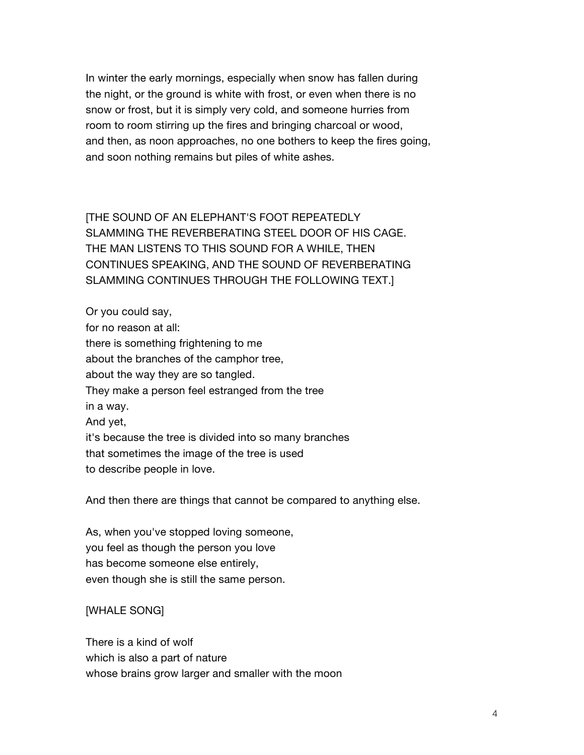In winter the early mornings, especially when snow has fallen during the night, or the ground is white with frost, or even when there is no snow or frost, but it is simply very cold, and someone hurries from room to room stirring up the fires and bringing charcoal or wood, and then, as noon approaches, no one bothers to keep the fires going, and soon nothing remains but piles of white ashes.

[THE SOUND OF AN ELEPHANT'S FOOT REPEATEDLY SLAMMING THE REVERBERATING STEEL DOOR OF HIS CAGE. THE MAN LISTENS TO THIS SOUND FOR A WHILE, THEN CONTINUES SPEAKING, AND THE SOUND OF REVERBERATING SLAMMING CONTINUES THROUGH THE FOLLOWING TEXT.]

Or you could say,  
for no reason at all:  
there is something frightening to me  
about the branches of the camphor tree,  
about the way they are so tangled.  
They make a person feel estranged from the tree  
in a way.  
And yet,  
it's because the tree is divided into so many branches  
that sometimes the image of the tree is used  
to describe people in love.

And then there are things that cannot be compared to anything else.

As, when you've stopped loving someone,  
you feel as though the person you love  
has become someone else entirely,  
even though she is still the same person.

[WHALE SONG]

There is a kind of wolf  
which is also a part of nature  
whose brains grow larger and smaller with the moon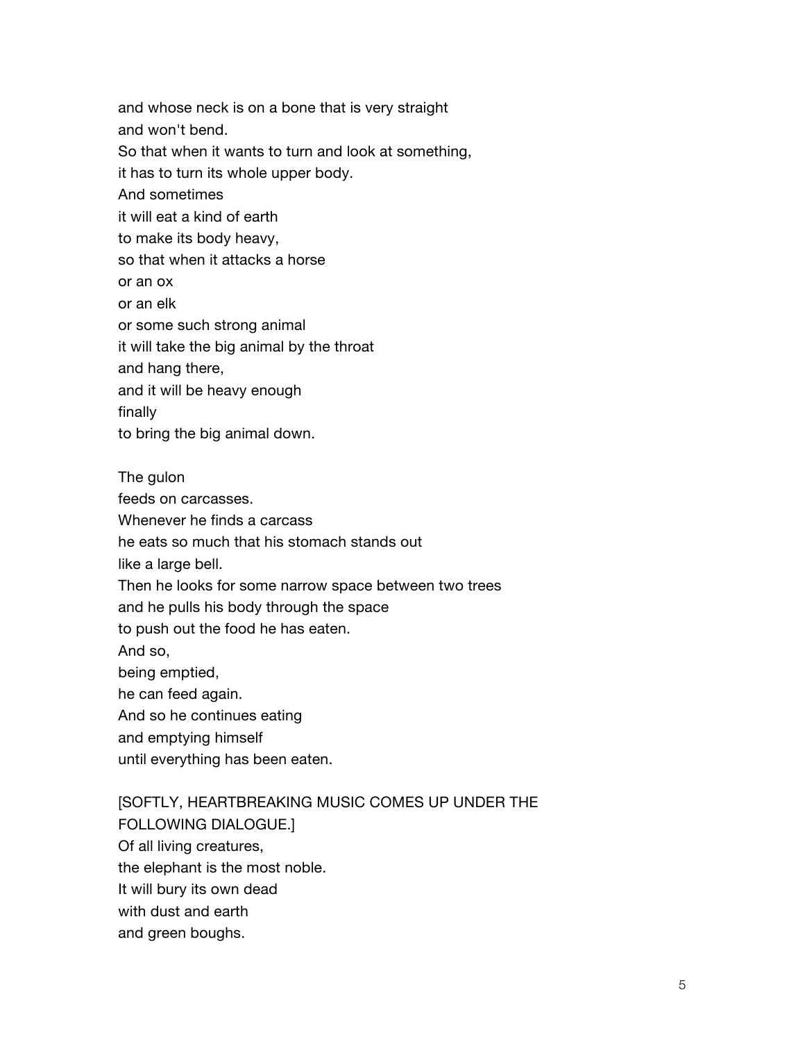and whose neck is on a bone that is very straight
and won't bend.
So that when it wants to turn and look at something,
it has to turn its whole upper body.
And sometimes
it will eat a kind of earth
to make its body heavy,
so that when it attacks a horse
or an ox
or an elk
or some such strong animal
it will take the big animal by the throat
and hang there,
and it will be heavy enough
finally
to bring the big animal down.

The gulon
feeds on carcasses.
Whenever he finds a carcass
he eats so much that his stomach stands out
like a large bell.
Then he looks for some narrow space between two trees
and he pulls his body through the space
to push out the food he has eaten.
And so,
being emptied,
he can feed again.
And so he continues eating
and emptying himself
until everything has been eaten.

[SOFTLY, HEARTBREAKING MUSIC COMES UP UNDER THE FOLLOWING DIALOGUE.]
Of all living creatures,
the elephant is the most noble.
It will bury its own dead
with dust and earth
and green boughs.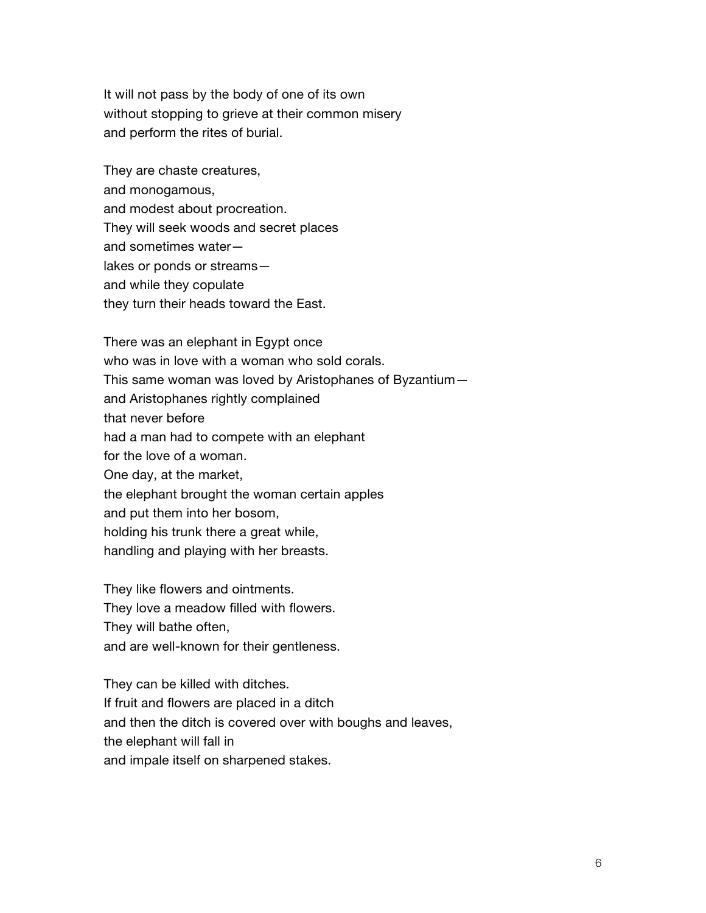It will not pass by the body of one of its own  
without stopping to grieve at their common misery  
and perform the rites of burial.

They are chaste creatures,  
and monogamous,  
and modest about procreation.  
They will seek woods and secret places  
and sometimes water—  
lakes or ponds or streams—  
and while they copulate  
they turn their heads toward the East.

There was an elephant in Egypt once  
who was in love with a woman who sold corals.  
This same woman was loved by Aristophanes of Byzantium—  
and Aristophanes rightly complained  
that never before  
had a man had to compete with an elephant  
for the love of a woman.  
One day, at the market,  
the elephant brought the woman certain apples  
and put them into her bosom,  
holding his trunk there a great while,  
handling and playing with her breasts.

They like flowers and ointments.  
They love a meadow filled with flowers.  
They will bathe often,  
and are well-known for their gentleness.

They can be killed with ditches.  
If fruit and flowers are placed in a ditch  
and then the ditch is covered over with boughs and leaves,  
the elephant will fall in  
and impale itself on sharpened stakes.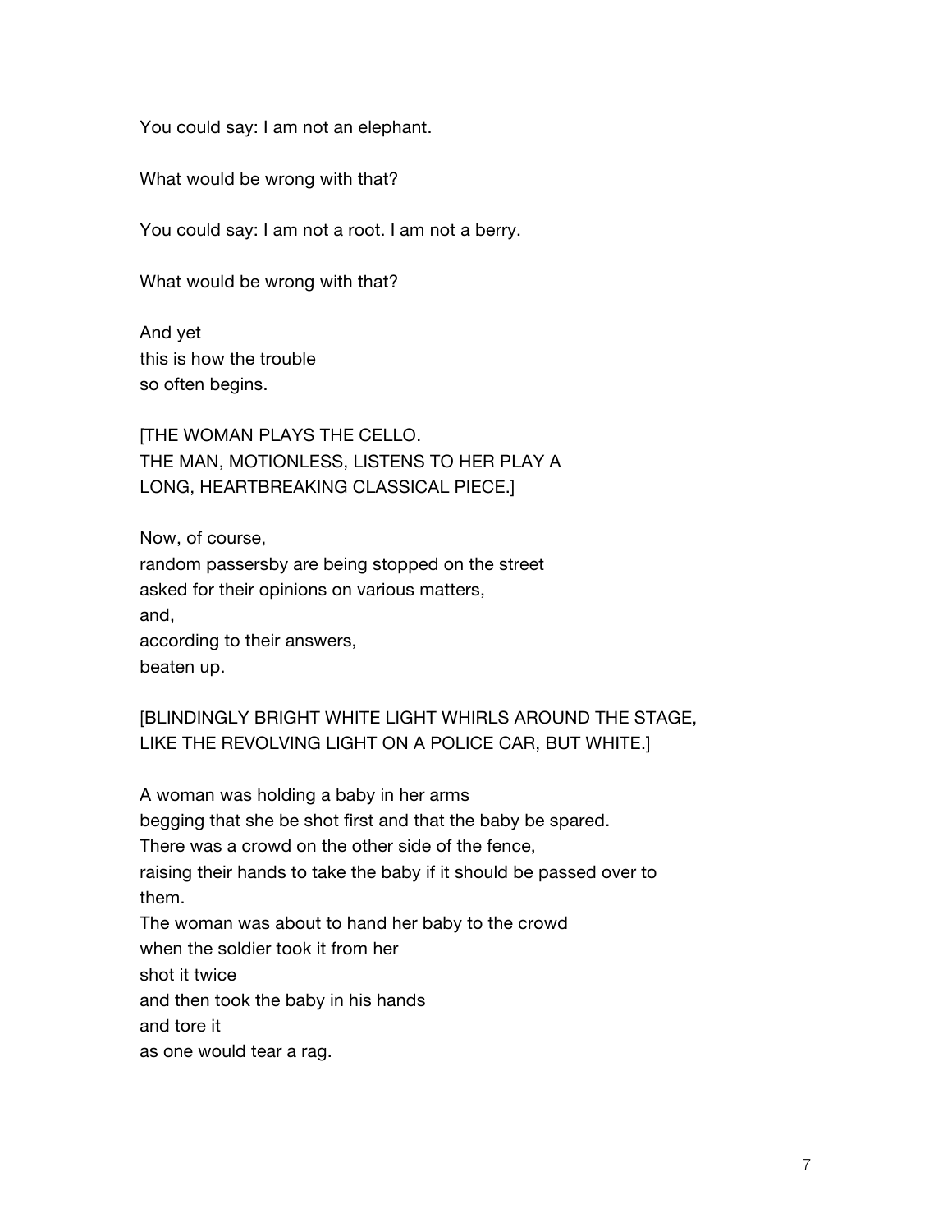You could say: I am not an elephant.

What would be wrong with that?

You could say: I am not a root. I am not a berry.

What would be wrong with that?

And yet
this is how the trouble
so often begins.

[THE WOMAN PLAYS THE CELLO.
THE MAN, MOTIONLESS, LISTENS TO HER PLAY A
LONG, HEARTBREAKING CLASSICAL PIECE.]

Now, of course,
random passersby are being stopped on the street
asked for their opinions on various matters,
and,
according to their answers,
beaten up.

[BLINDINGLY BRIGHT WHITE LIGHT WHIRLS AROUND THE STAGE,
LIKE THE REVOLVING LIGHT ON A POLICE CAR, BUT WHITE.]

A woman was holding a baby in her arms
begging that she be shot first and that the baby be spared.
There was a crowd on the other side of the fence,
raising their hands to take the baby if it should be passed over to them.
The woman was about to hand her baby to the crowd
when the soldier took it from her
shot it twice
and then took the baby in his hands
and tore it
as one would tear a rag.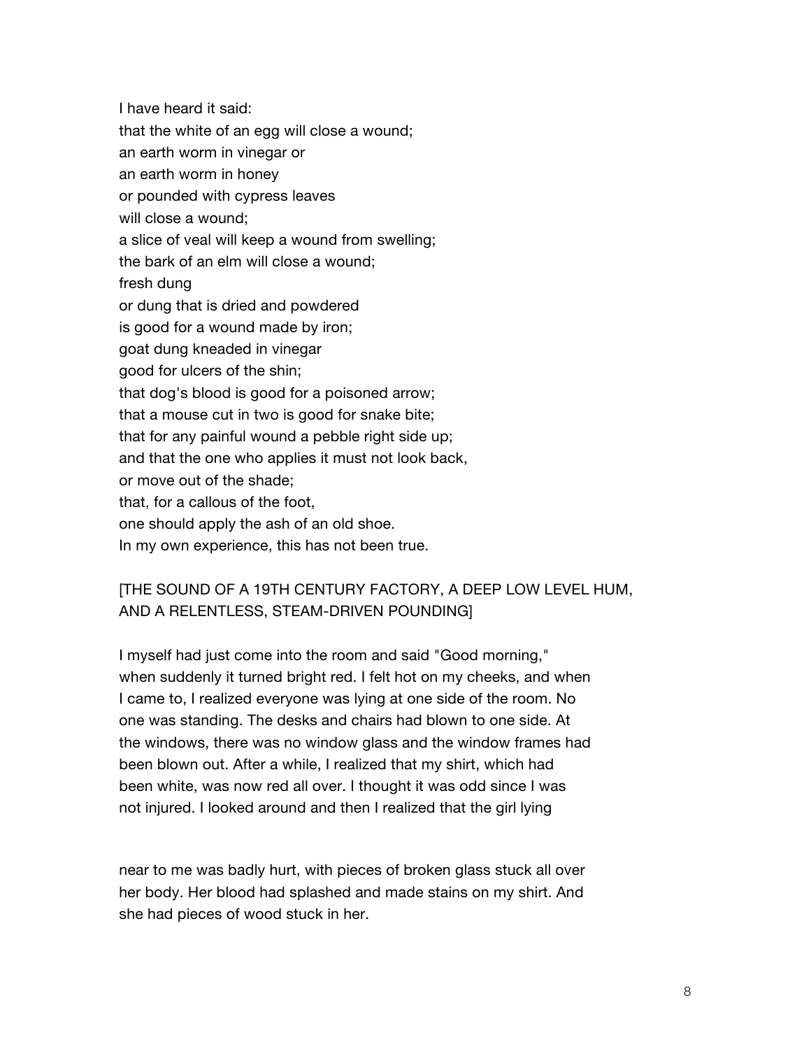I have heard it said:
that the white of an egg will close a wound;
an earth worm in vinegar or
an earth worm in honey
or pounded with cypress leaves
will close a wound;
a slice of veal will keep a wound from swelling;
the bark of an elm will close a wound;
fresh dung
or dung that is dried and powdered
is good for a wound made by iron;
goat dung kneaded in vinegar
good for ulcers of the shin;
that dog's blood is good for a poisoned arrow;
that a mouse cut in two is good for snake bite;
that for any painful wound a pebble right side up;
and that the one who applies it must not look back,
or move out of the shade;
that, for a callous of the foot,
one should apply the ash of an old shoe.
In my own experience, this has not been true.

[THE SOUND OF A 19TH CENTURY FACTORY, A DEEP LOW LEVEL HUM, AND A RELENTLESS, STEAM-DRIVEN POUNDING]

I myself had just come into the room and said "Good morning," when suddenly it turned bright red. I felt hot on my cheeks, and when I came to, I realized everyone was lying at one side of the room. No one was standing. The desks and chairs had blown to one side. At the windows, there was no window glass and the window frames had been blown out. After a while, I realized that my shirt, which had been white, was now red all over. I thought it was odd since I was not injured. I looked around and then I realized that the girl lying near to me was badly hurt, with pieces of broken glass stuck all over her body. Her blood had splashed and made stains on my shirt. And she had pieces of wood stuck in her.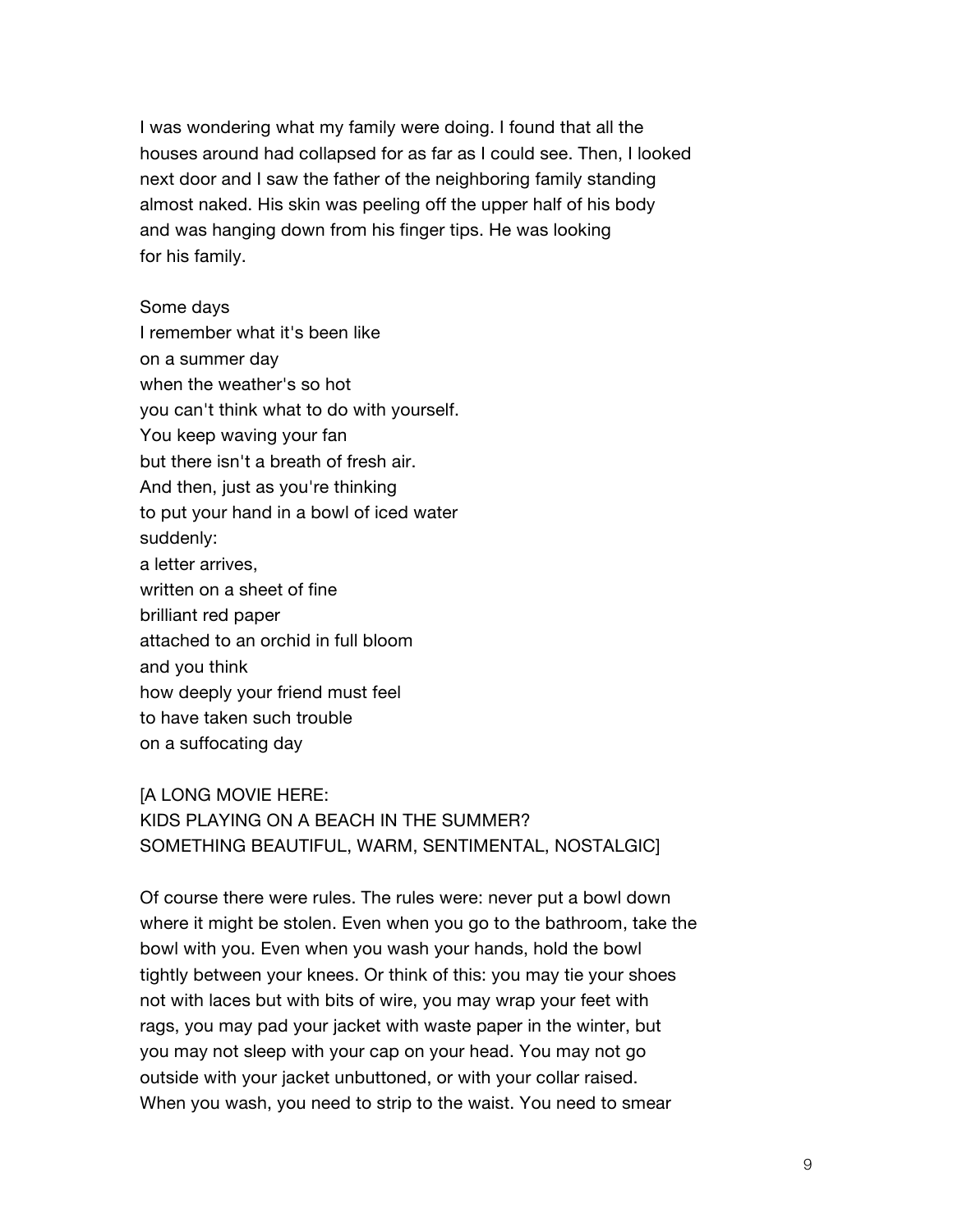I was wondering what my family were doing. I found that all the houses around had collapsed for as far as I could see. Then, I looked next door and I saw the father of the neighboring family standing almost naked. His skin was peeling off the upper half of his body and was hanging down from his finger tips. He was looking for his family.

Some days  
I remember what it's been like  
on a summer day  
when the weather's so hot  
you can't think what to do with yourself.  
You keep waving your fan  
but there isn't a breath of fresh air.  
And then, just as you're thinking  
to put your hand in a bowl of iced water  
suddenly:  
a letter arrives,  
written on a sheet of fine  
brilliant red paper  
attached to an orchid in full bloom  
and you think  
how deeply your friend must feel  
to have taken such trouble  
on a suffocating day

[A LONG MOVIE HERE:  
KIDS PLAYING ON A BEACH IN THE SUMMER?  
SOMETHING BEAUTIFUL, WARM, SENTIMENTAL, NOSTALGIC]

Of course there were rules. The rules were: never put a bowl down where it might be stolen. Even when you go to the bathroom, take the bowl with you. Even when you wash your hands, hold the bowl tightly between your knees. Or think of this: you may tie your shoes not with laces but with bits of wire, you may wrap your feet with rags, you may pad your jacket with waste paper in the winter, but you may not sleep with your cap on your head. You may not go outside with your jacket unbuttoned, or with your collar raised. When you wash, you need to strip to the waist. You need to smear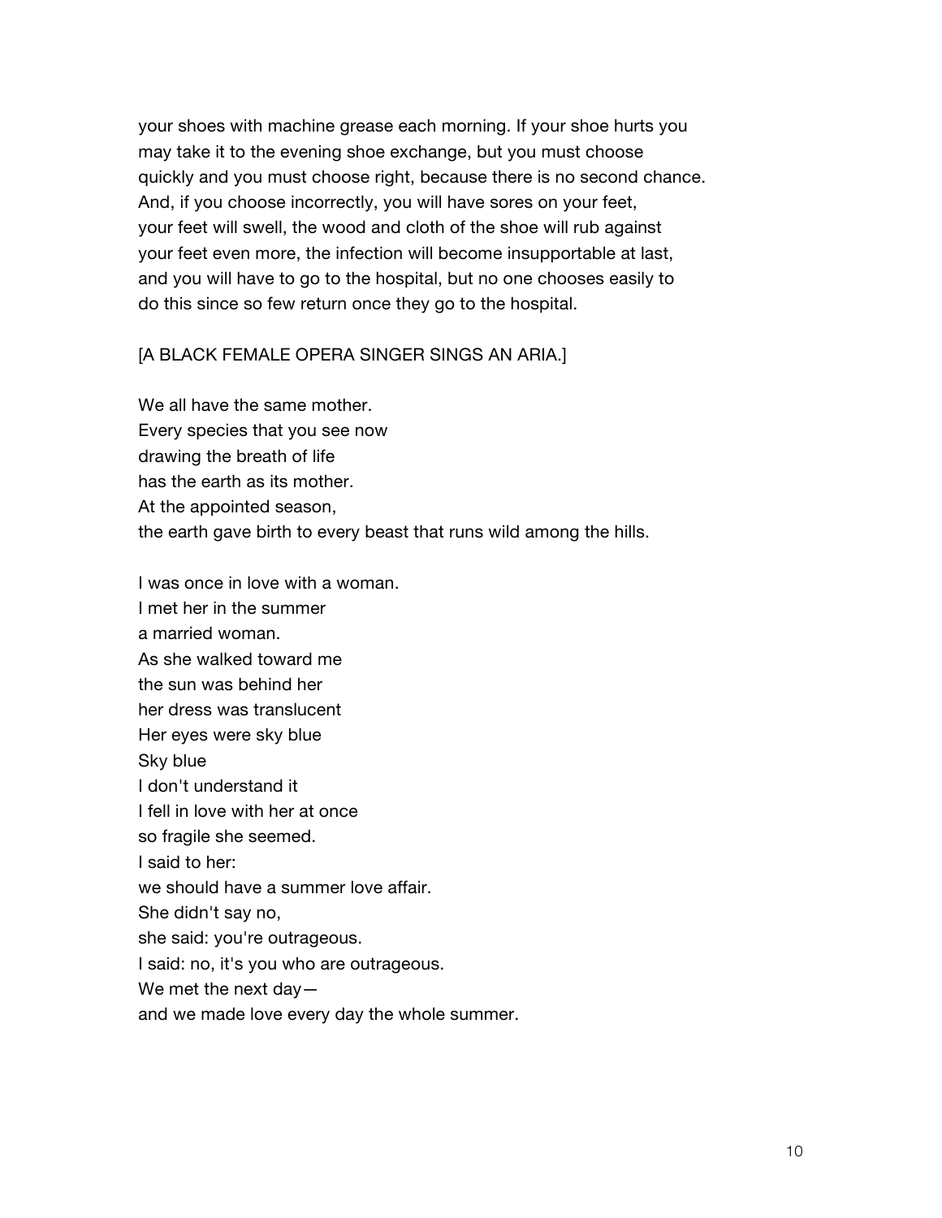your shoes with machine grease each morning. If your shoe hurts you may take it to the evening shoe exchange, but you must choose quickly and you must choose right, because there is no second chance. And, if you choose incorrectly, you will have sores on your feet, your feet will swell, the wood and cloth of the shoe will rub against your feet even more, the infection will become insupportable at last, and you will have to go to the hospital, but no one chooses easily to do this since so few return once they go to the hospital.

[A BLACK FEMALE OPERA SINGER SINGS AN ARIA.]

We all have the same mother.
Every species that you see now
drawing the breath of life
has the earth as its mother.
At the appointed season,
the earth gave birth to every beast that runs wild among the hills.

I was once in love with a woman.
I met her in the summer
a married woman.
As she walked toward me
the sun was behind her
her dress was translucent
Her eyes were sky blue
Sky blue
I don't understand it
I fell in love with her at once
so fragile she seemed.
I said to her:
we should have a summer love affair.
She didn't say no,
she said: you're outrageous.
I said: no, it's you who are outrageous.
We met the next day—
and we made love every day the whole summer.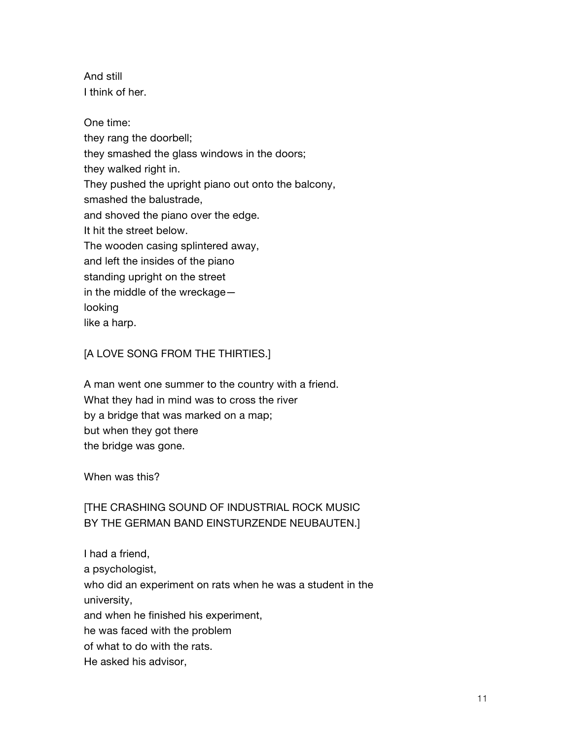And still
I think of her.

One time:
they rang the doorbell;
they smashed the glass windows in the doors;
they walked right in.
They pushed the upright piano out onto the balcony,
smashed the balustrade,
and shoved the piano over the edge.
It hit the street below.
The wooden casing splintered away,
and left the insides of the piano
standing upright on the street
in the middle of the wreckage—
looking
like a harp.

[A LOVE SONG FROM THE THIRTIES.]

A man went one summer to the country with a friend.
What they had in mind was to cross the river
by a bridge that was marked on a map;
but when they got there
the bridge was gone.

When was this?

[THE CRASHING SOUND OF INDUSTRIAL ROCK MUSIC
BY THE GERMAN BAND EINSTURZENDE NEUBAUTEN.]

I had a friend,
a psychologist,
who did an experiment on rats when he was a student in the university,
and when he finished his experiment,
he was faced with the problem
of what to do with the rats.
He asked his advisor,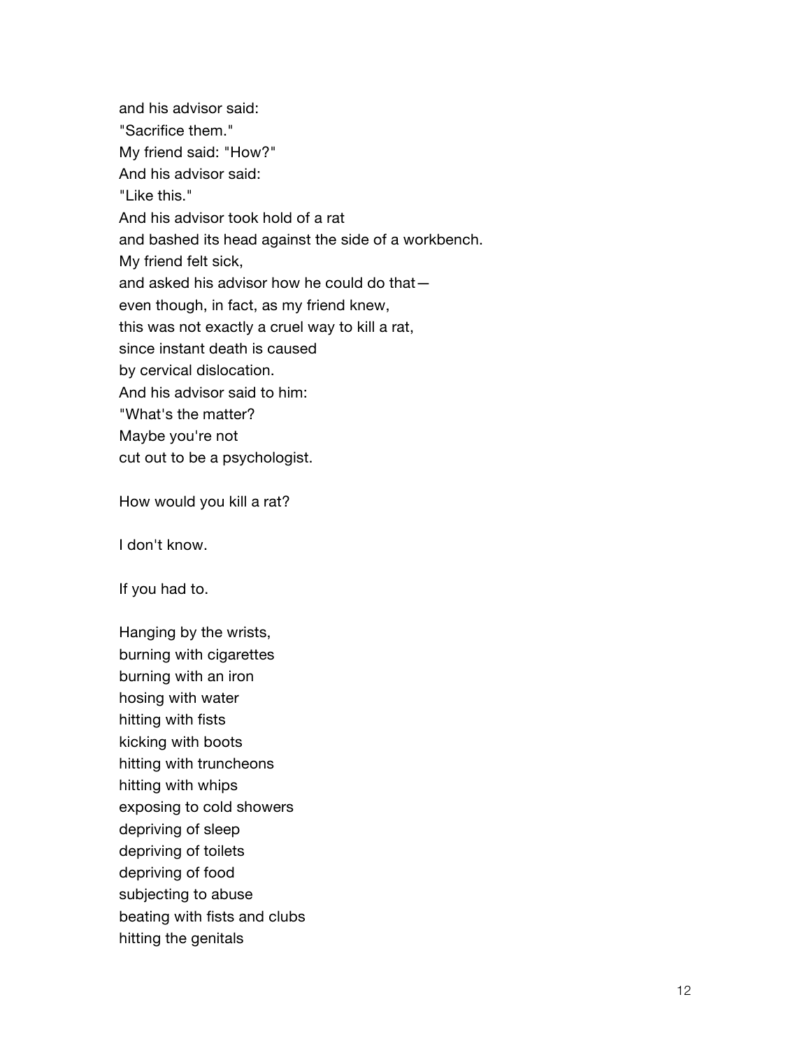and his advisor said:
"Sacrifice them."
My friend said: "How?"
And his advisor said:
"Like this."
And his advisor took hold of a rat
and bashed its head against the side of a workbench.
My friend felt sick,
and asked his advisor how he could do that—
even though, in fact, as my friend knew,
this was not exactly a cruel way to kill a rat,
since instant death is caused
by cervical dislocation.
And his advisor said to him:
"What's the matter?
Maybe you're not
cut out to be a psychologist.

How would you kill a rat?

I don't know.

If you had to.

Hanging by the wrists,
burning with cigarettes
burning with an iron
hosing with water
hitting with fists
kicking with boots
hitting with truncheons
hitting with whips
exposing to cold showers
depriving of sleep
depriving of toilets
depriving of food
subjecting to abuse
beating with fists and clubs
hitting the genitals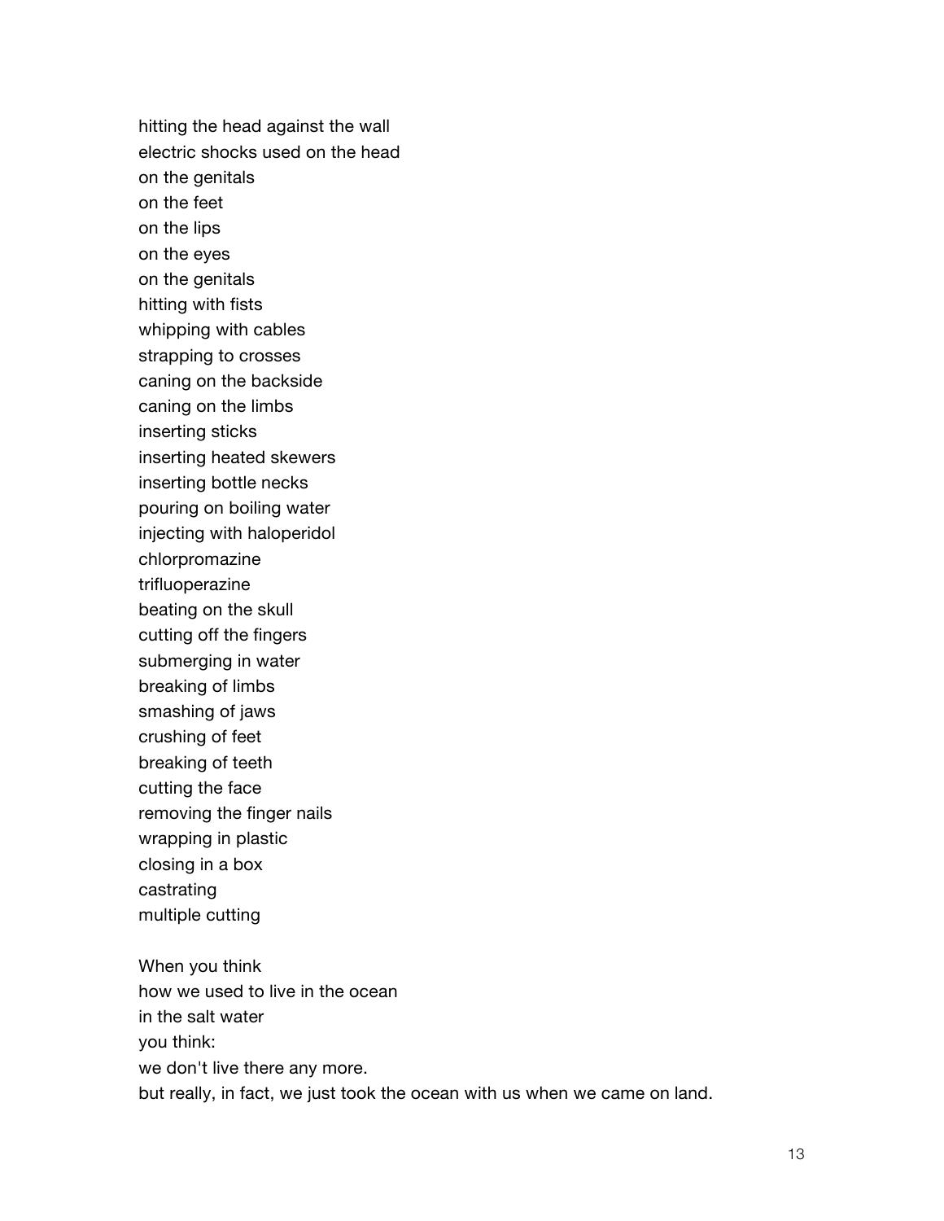hitting the head against the wall
electric shocks used on the head
on the genitals
on the feet
on the lips
on the eyes
on the genitals
hitting with fists
whipping with cables
strapping to crosses
caning on the backside
caning on the limbs
inserting sticks
inserting heated skewers
inserting bottle necks
pouring on boiling water
injecting with haloperidol
chlorpromazine
trifluoperazine
beating on the skull
cutting off the fingers
submerging in water
breaking of limbs
smashing of jaws
crushing of feet
breaking of teeth
cutting the face
removing the finger nails
wrapping in plastic
closing in a box
castrating
multiple cutting

When you think
how we used to live in the ocean
in the salt water
you think:
we don't live there any more.
but really, in fact, we just took the ocean with us when we came on land.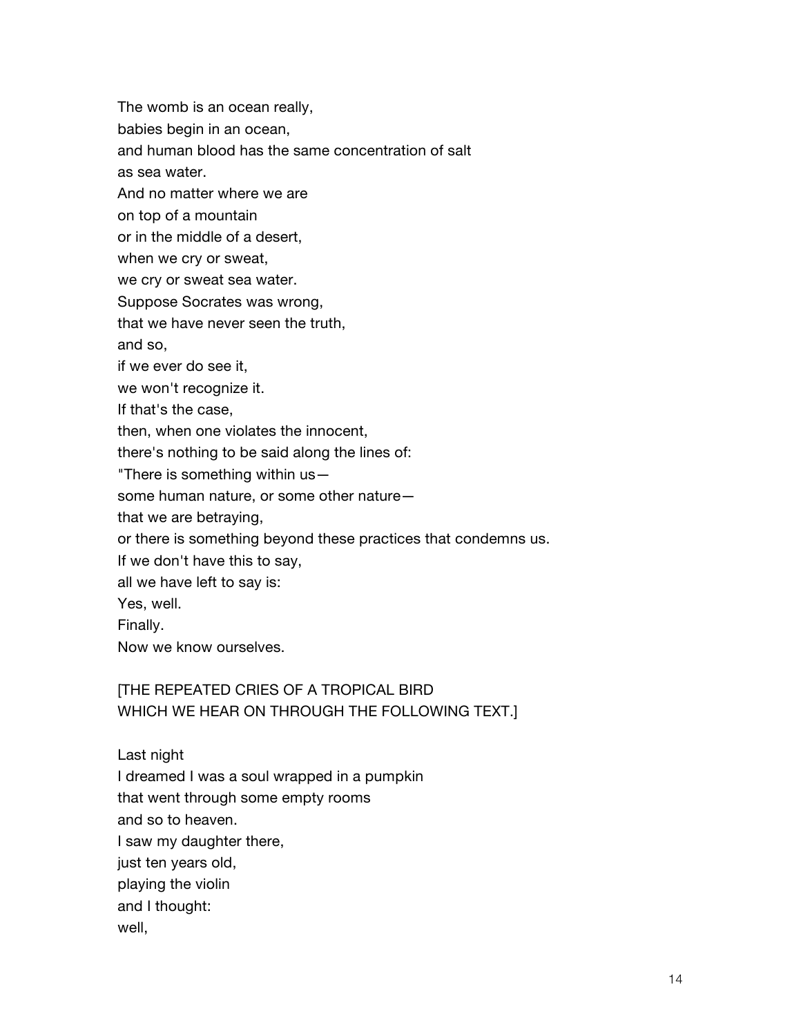The womb is an ocean really,
babies begin in an ocean,
and human blood has the same concentration of salt
as sea water.
And no matter where we are
on top of a mountain
or in the middle of a desert,
when we cry or sweat,
we cry or sweat sea water.
Suppose Socrates was wrong,
that we have never seen the truth,
and so,
if we ever do see it,
we won't recognize it.
If that's the case,
then, when one violates the innocent,
there's nothing to be said along the lines of:
"There is something within us—
some human nature, or some other nature—
that we are betraying,
or there is something beyond these practices that condemns us.
If we don't have this to say,
all we have left to say is:
Yes, well.
Finally.
Now we know ourselves.

[THE REPEATED CRIES OF A TROPICAL BIRD
WHICH WE HEAR ON THROUGH THE FOLLOWING TEXT.]

Last night
I dreamed I was a soul wrapped in a pumpkin
that went through some empty rooms
and so to heaven.
I saw my daughter there,
just ten years old,
playing the violin
and I thought:
well,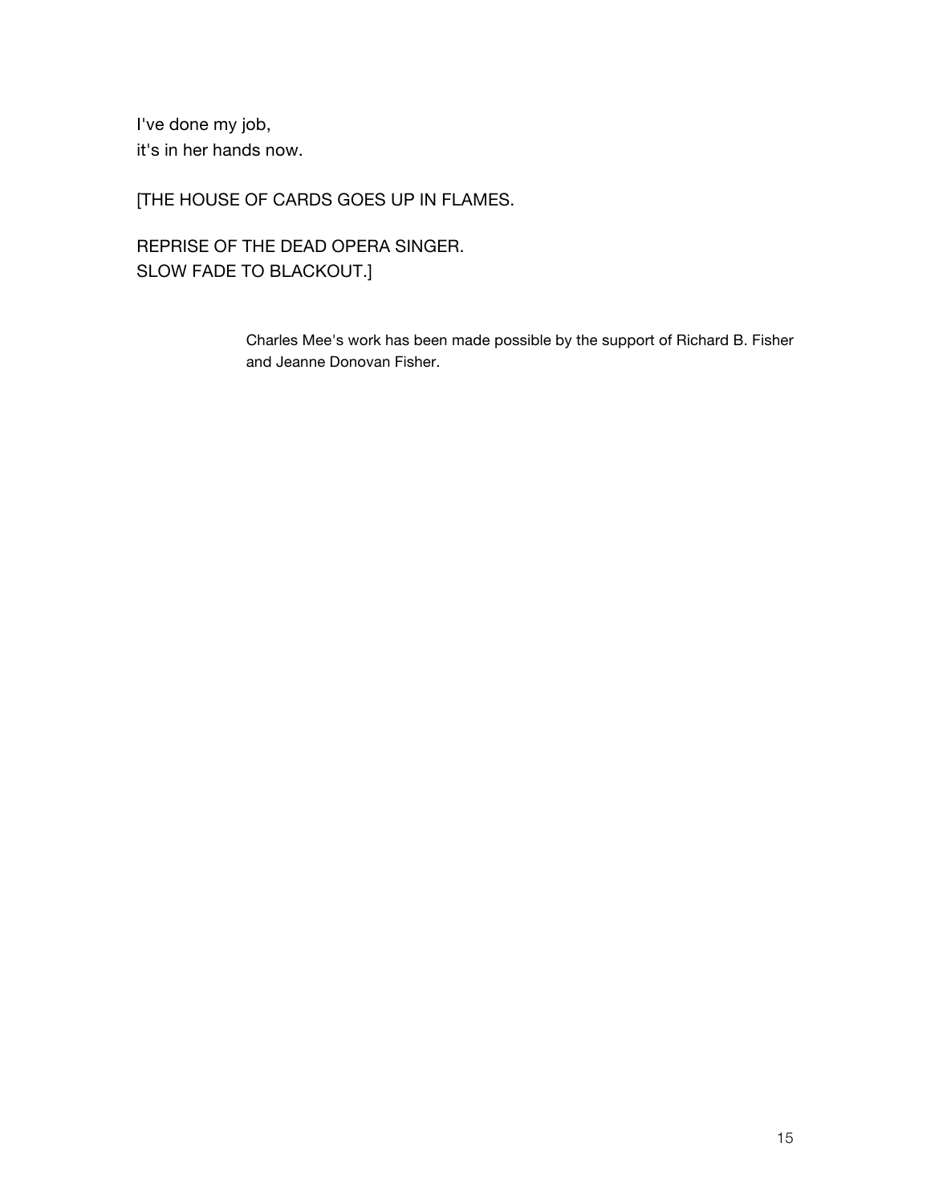I've done my job,
it's in her hands now.

[THE HOUSE OF CARDS GOES UP IN FLAMES.

REPRISE OF THE DEAD OPERA SINGER.
SLOW FADE TO BLACKOUT.]

Charles Mee's work has been made possible by the support of Richard B. Fisher and Jeanne Donovan Fisher.